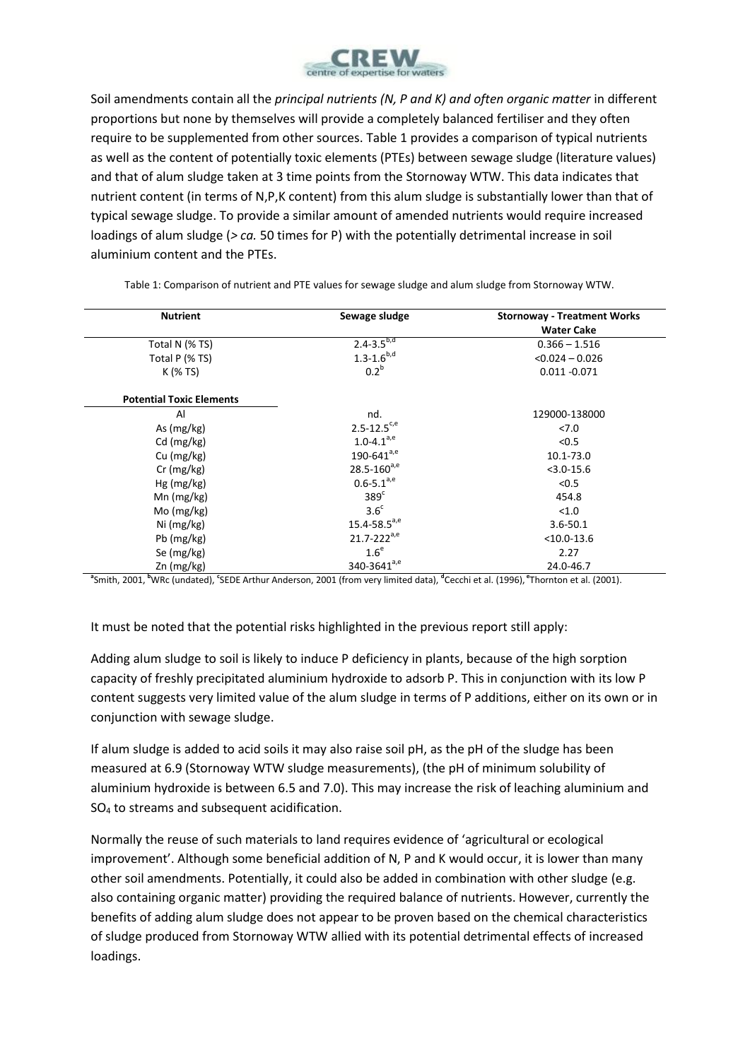Soil amendments contain all the *principal nutrients (N, P and K) and often organic matter* in different proportions but none by themselves will provide a completely balanced fertiliser and they often require to be supplemented from other sources. Table 1 provides a comparison of typical nutrients as well as the content of potentially toxic elements (PTEs) between sewage sludge (literature values) and that of alum sludge taken at 3 time points from the Stornoway WTW. This data indicates that nutrient content (in terms of N,P,K content) from this alum sludge is substantially lower than that of typical sewage sludge. To provide a similar amount of amended nutrients would require increased loadings of alum sludge (> *ca.* 50 times for P) with the potentially detrimental increase in soil aluminium content and the PTEs.

Table 1: Comparison of nutrient and PTE values for sewage sludge and alum sludge from Stornoway WTW.

| Nutrient | Sewage sludge | Stornoway - Treatment Works Water Cake |
|---|---|---|
| Total N (% TS) | 2.4-3.5[b,d] | 0.366 – 1.516 |
| Total P (% TS) | 1.3-1.6[b,d] | <0.024 – 0.026 |
| K (% TS) | 0.2[b] | 0.011 -0.071 |
| **Potential Toxic Elements** | | |
| Al | nd. | 129000-138000 |
| As (mg/kg) | 2.5-12.5[c,e] | <7.0 |
| Cd (mg/kg) | 1.0-4.1[a,e] | <0.5 |
| Cu (mg/kg) | 190-641[a,e] | 10.1-73.0 |
| Cr (mg/kg) | 28.5-160[a,e] | <3.0-15.6 |
| Hg (mg/kg) | 0.6-5.1[a,e] | <0.5 |
| Mn (mg/kg) | 389[c] | 454.8 |
| Mo (mg/kg) | 3.6[c] | <1.0 |
| Ni (mg/kg) | 15.4-58.5[a,e] | 3.6-50.1 |
| Pb (mg/kg) | 21.7-222[a,e] | <10.0-13.6 |
| Se (mg/kg) | 1.6[e] | 2.27 |
| Zn (mg/kg) | 340-3641[a,e] | 24.0-46.7 |

[a]Smith, 2001, [b]WRc (undated), [c]SEDE Arthur Anderson, 2001 (from very limited data), [d]Cecchi et al. (1996), [e]Thornton et al. (2001).

It must be noted that the potential risks highlighted in the previous report still apply:

Adding alum sludge to soil is likely to induce P deficiency in plants, because of the high sorption capacity of freshly precipitated aluminium hydroxide to adsorb P. This in conjunction with its low P content suggests very limited value of the alum sludge in terms of P additions, either on its own or in conjunction with sewage sludge.

If alum sludge is added to acid soils it may also raise soil pH, as the pH of the sludge has been measured at 6.9 (Stornoway WTW sludge measurements), (the pH of minimum solubility of aluminium hydroxide is between 6.5 and 7.0). This may increase the risk of leaching aluminium and $SO_4$ to streams and subsequent acidification.

Normally the reuse of such materials to land requires evidence of 'agricultural or ecological improvement'. Although some beneficial addition of N, P and K would occur, it is lower than many other soil amendments. Potentially, it could also be added in combination with other sludge (e.g. also containing organic matter) providing the required balance of nutrients. However, currently the benefits of adding alum sludge does not appear to be proven based on the chemical characteristics of sludge produced from Stornoway WTW allied with its potential detrimental effects of increased loadings.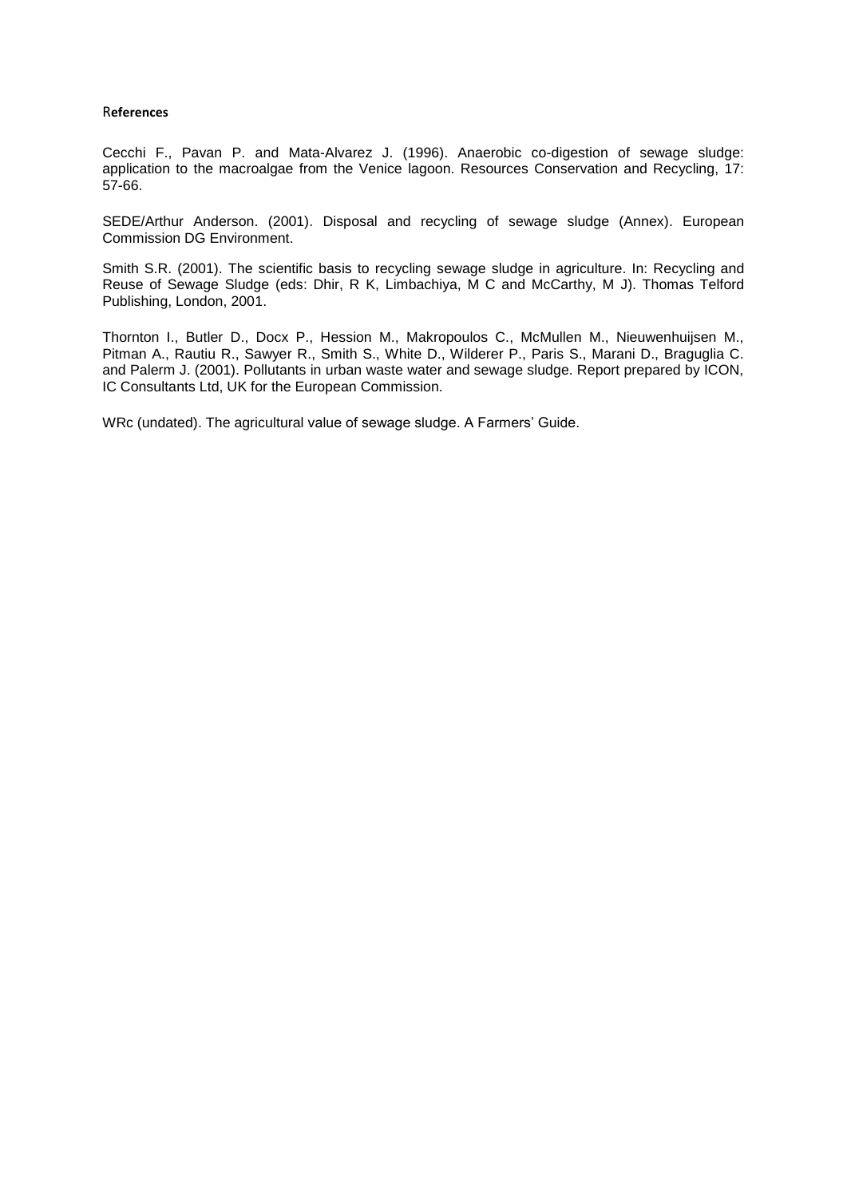**References**

Cecchi F., Pavan P. and Mata-Alvarez J. (1996). Anaerobic co-digestion of sewage sludge: application to the macroalgae from the Venice lagoon. Resources Conservation and Recycling, 17: 57-66.

SEDE/Arthur Anderson. (2001). Disposal and recycling of sewage sludge (Annex). European Commission DG Environment.

Smith S.R. (2001). The scientific basis to recycling sewage sludge in agriculture. In: Recycling and Reuse of Sewage Sludge (eds: Dhir, R K, Limbachiya, M C and McCarthy, M J). Thomas Telford Publishing, London, 2001.

Thornton I., Butler D., Docx P., Hession M., Makropoulos C., McMullen M., Nieuwenhuijsen M., Pitman A., Rautiu R., Sawyer R., Smith S., White D., Wilderer P., Paris S., Marani D., Braguglia C. and Palerm J. (2001). Pollutants in urban waste water and sewage sludge. Report prepared by ICON, IC Consultants Ltd, UK for the European Commission.

WRc (undated). The agricultural value of sewage sludge. A Farmers' Guide.